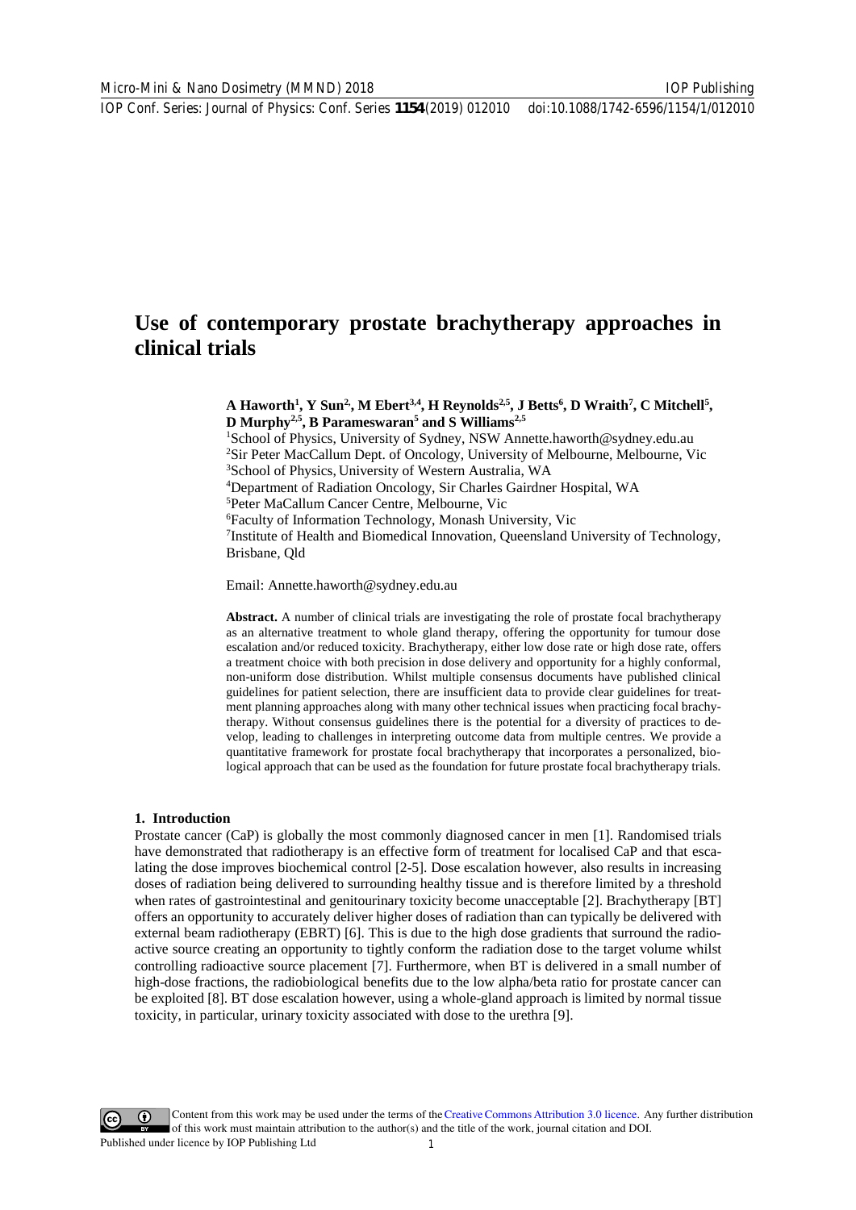# Use of contemporary prostate brachytherapy approaches in clinical trials

**A Haworth[1], Y Sun[2], M Ebert[3,4], H Reynolds[2,5], J Betts[6], D Wraith[7], C Mitchell[5], D Murphy[2,5], B Parameswaran[5] and S Williams[2,5]**

[1]School of Physics, University of Sydney, NSW Annette.haworth@sydney.edu.au
[2]Sir Peter MacCallum Dept. of Oncology, University of Melbourne, Melbourne, Vic
[3]School of Physics, University of Western Australia, WA
[4]Department of Radiation Oncology, Sir Charles Gairdner Hospital, WA
[5]Peter MacCallum Cancer Centre, Melbourne, Vic
[6]Faculty of Information Technology, Monash University, Vic
[7]Institute of Health and Biomedical Innovation, Queensland University of Technology, Brisbane, Qld

Email: Annette.haworth@sydney.edu.au

**Abstract.** A number of clinical trials are investigating the role of prostate focal brachytherapy as an alternative treatment to whole gland therapy, offering the opportunity for tumour dose escalation and/or reduced toxicity. Brachytherapy, either low dose rate or high dose rate, offers a treatment choice with both precision in dose delivery and opportunity for a highly conformal, non-uniform dose distribution. Whilst multiple consensus documents have published clinical guidelines for patient selection, there are insufficient data to provide clear guidelines for treatment planning approaches along with many other technical issues when practicing focal brachytherapy. Without consensus guidelines there is the potential for a diversity of practices to develop, leading to challenges in interpreting outcome data from multiple centres. We provide a quantitative framework for prostate focal brachytherapy that incorporates a personalized, biological approach that can be used as the foundation for future prostate focal brachytherapy trials.

## 1. Introduction

Prostate cancer (CaP) is globally the most commonly diagnosed cancer in men [1]. Randomised trials have demonstrated that radiotherapy is an effective form of treatment for localised CaP and that escalating the dose improves biochemical control [2-5]. Dose escalation however, also results in increasing doses of radiation being delivered to surrounding healthy tissue and is therefore limited by a threshold when rates of gastrointestinal and genitourinary toxicity become unacceptable [2]. Brachytherapy [BT] offers an opportunity to accurately deliver higher doses of radiation than can typically be delivered with external beam radiotherapy (EBRT) [6]. This is due to the high dose gradients that surround the radioactive source creating an opportunity to tightly conform the radiation dose to the target volume whilst controlling radioactive source placement [7]. Furthermore, when BT is delivered in a small number of high-dose fractions, the radiobiological benefits due to the low alpha/beta ratio for prostate cancer can be exploited [8]. BT dose escalation however, using a whole-gland approach is limited by normal tissue toxicity, in particular, urinary toxicity associated with dose to the urethra [9].

Content from this work may be used under the terms of the Creative Commons Attribution 3.0 licence. Any further distribution of this work must maintain attribution to the author(s) and the title of the work, journal citation and DOI.
Published under licence by IOP Publishing Ltd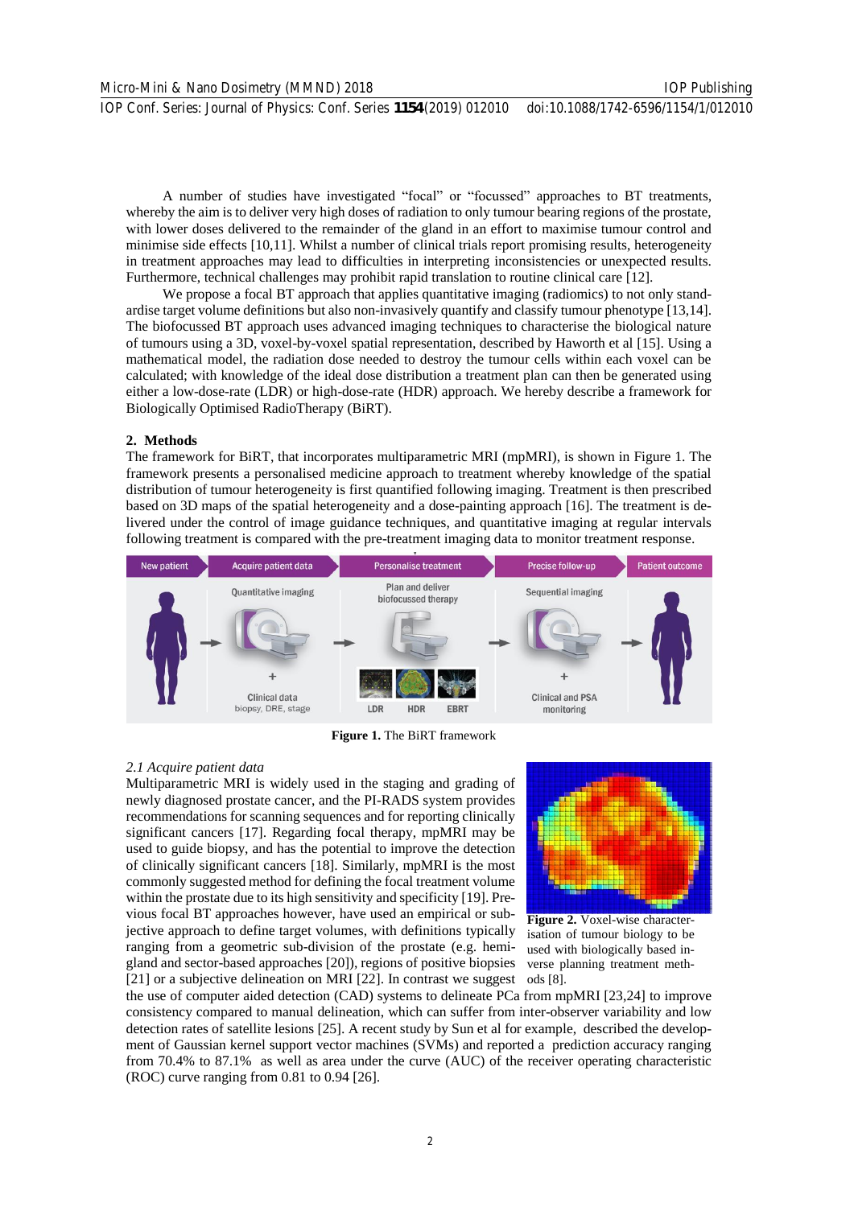A number of studies have investigated "focal" or "focussed" approaches to BT treatments, whereby the aim is to deliver very high doses of radiation to only tumour bearing regions of the prostate, with lower doses delivered to the remainder of the gland in an effort to maximise tumour control and minimise side effects [10,11]. Whilst a number of clinical trials report promising results, heterogeneity in treatment approaches may lead to difficulties in interpreting inconsistencies or unexpected results. Furthermore, technical challenges may prohibit rapid translation to routine clinical care [12].

We propose a focal BT approach that applies quantitative imaging (radiomics) to not only standardise target volume definitions but also non-invasively quantify and classify tumour phenotype [13,14]. The biofocussed BT approach uses advanced imaging techniques to characterise the biological nature of tumours using a 3D, voxel-by-voxel spatial representation, described by Haworth et al [15]. Using a mathematical model, the radiation dose needed to destroy the tumour cells within each voxel can be calculated; with knowledge of the ideal dose distribution a treatment plan can then be generated using either a low-dose-rate (LDR) or high-dose-rate (HDR) approach. We hereby describe a framework for Biologically Optimised RadioTherapy (BiRT).

## 2. Methods

The framework for BiRT, that incorporates multiparametric MRI (mpMRI), is shown in Figure 1. The framework presents a personalised medicine approach to treatment whereby knowledge of the spatial distribution of tumour heterogeneity is first quantified following imaging. Treatment is then prescribed based on 3D maps of the spatial heterogeneity and a dose-painting approach [16]. The treatment is delivered under the control of image guidance techniques, and quantitative imaging at regular intervals following treatment is compared with the pre-treatment imaging data to monitor treatment response.

**Figure 1.** The BiRT framework

### 2.1 Acquire patient data

Multiparametric MRI is widely used in the staging and grading of newly diagnosed prostate cancer, and the PI-RADS system provides recommendations for scanning sequences and for reporting clinically significant cancers [17]. Regarding focal therapy, mpMRI may be used to guide biopsy, and has the potential to improve the detection of clinically significant cancers [18]. Similarly, mpMRI is the most commonly suggested method for defining the focal treatment volume within the prostate due to its high sensitivity and specificity [19]. Previous focal BT approaches however, have used an empirical or subjective approach to define target volumes, with definitions typically ranging from a geometric sub-division of the prostate (e.g. hemi-gland and sector-based approaches [20]), regions of positive biopsies [21] or a subjective delineation on MRI [22]. In contrast we suggest the use of computer aided detection (CAD) systems to delineate PCa from mpMRI [23,24] to improve consistency compared to manual delineation, which can suffer from inter-observer variability and low detection rates of satellite lesions [25]. A recent study by Sun et al for example, described the development of Gaussian kernel support vector machines (SVMs) and reported a prediction accuracy ranging from 70.4% to 87.1% as well as area under the curve (AUC) of the receiver operating characteristic (ROC) curve ranging from 0.81 to 0.94 [26].

**Figure 2.** Voxel-wise characterisation of tumour biology to be used with biologically based inverse planning treatment methods [8].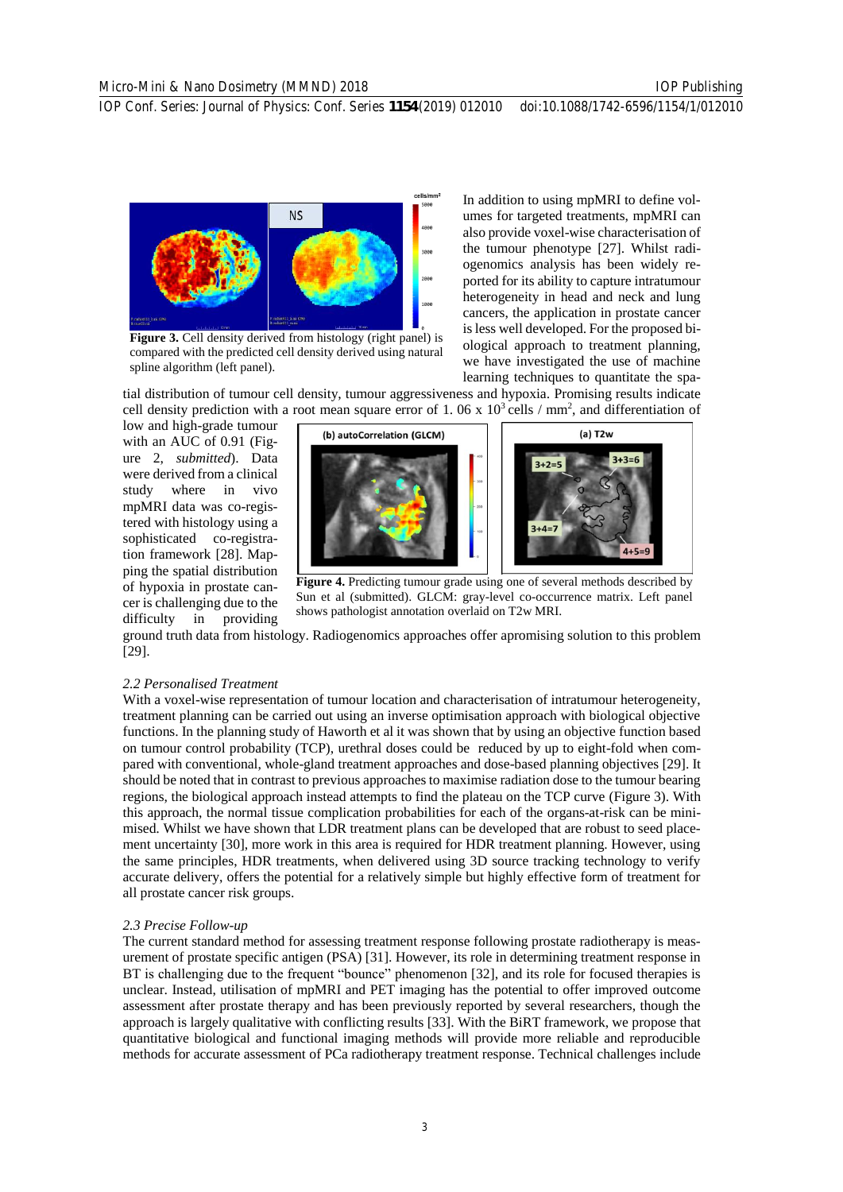Figure 3. Cell density derived from histology (right panel) is compared with the predicted cell density derived using natural spline algorithm (left panel).

In addition to using mpMRI to define volumes for targeted treatments, mpMRI can also provide voxel-wise characterisation of the tumour phenotype [27]. Whilst radiogenomics analysis has been widely reported for its ability to capture intratumour heterogeneity in head and neck and lung cancers, the application in prostate cancer is less well developed. For the proposed biological approach to treatment planning, we have investigated the use of machine learning techniques to quantitate the spatial distribution of tumour cell density, tumour aggressiveness and hypoxia. Promising results indicate cell density prediction with a root mean square error of 1. 06 x $10^3$ cells / $mm^2$, and differentiation of low and high-grade tumour with an AUC of 0.91 (Figure 2, *submitted*). Data were derived from a clinical study where in vivo mpMRI data was co-registered with histology using a sophisticated co-registration framework [28]. Mapping the spatial distribution of hypoxia in prostate cancer is challenging due to the difficulty in providing ground truth data from histology. Radiogenomics approaches offer apromising solution to this problem [29].

Figure 4. Predicting tumour grade using one of several methods described by Sun et al (submitted). GLCM: gray-level co-occurrence matrix. Left panel shows pathologist annotation overlaid on T2w MRI.

### *2.2 Personalised Treatment*

With a voxel-wise representation of tumour location and characterisation of intratumour heterogeneity, treatment planning can be carried out using an inverse optimisation approach with biological objective functions. In the planning study of Haworth et al it was shown that by using an objective function based on tumour control probability (TCP), urethral doses could be reduced by up to eight-fold when compared with conventional, whole-gland treatment approaches and dose-based planning objectives [29]. It should be noted that in contrast to previous approaches to maximise radiation dose to the tumour bearing regions, the biological approach instead attempts to find the plateau on the TCP curve (Figure 3). With this approach, the normal tissue complication probabilities for each of the organs-at-risk can be minimised. Whilst we have shown that LDR treatment plans can be developed that are robust to seed placement uncertainty [30], more work in this area is required for HDR treatment planning. However, using the same principles, HDR treatments, when delivered using 3D source tracking technology to verify accurate delivery, offers the potential for a relatively simple but highly effective form of treatment for all prostate cancer risk groups.

### *2.3 Precise Follow-up*

The current standard method for assessing treatment response following prostate radiotherapy is measurement of prostate specific antigen (PSA) [31]. However, its role in determining treatment response in BT is challenging due to the frequent "bounce" phenomenon [32], and its role for focused therapies is unclear. Instead, utilisation of mpMRI and PET imaging has the potential to offer improved outcome assessment after prostate therapy and has been previously reported by several researchers, though the approach is largely qualitative with conflicting results [33]. With the BiRT framework, we propose that quantitative biological and functional imaging methods will provide more reliable and reproducible methods for accurate assessment of PCa radiotherapy treatment response. Technical challenges include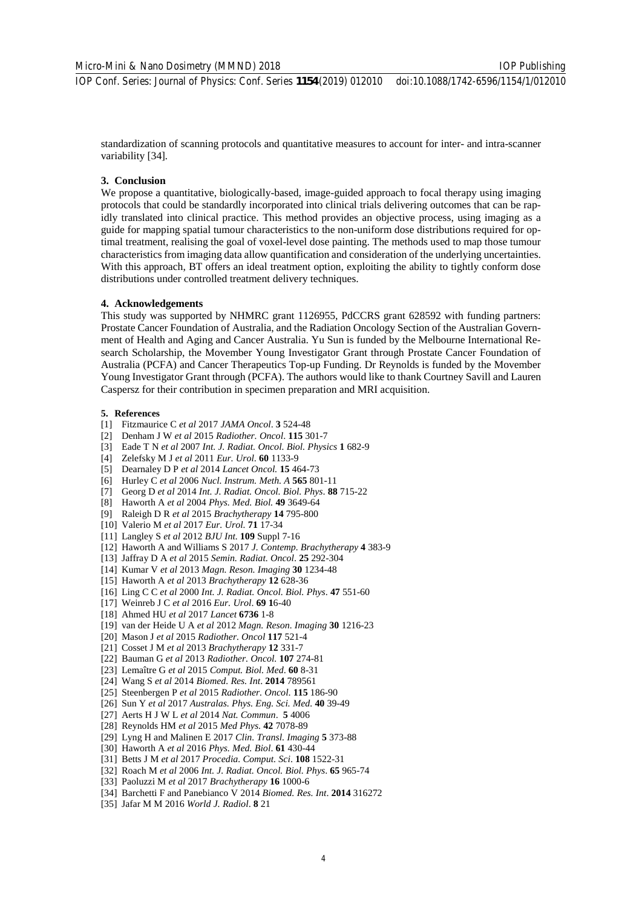standardization of scanning protocols and quantitative measures to account for inter- and intra-scanner variability [34].

## 3. Conclusion

We propose a quantitative, biologically-based, image-guided approach to focal therapy using imaging protocols that could be standardly incorporated into clinical trials delivering outcomes that can be rapidly translated into clinical practice. This method provides an objective process, using imaging as a guide for mapping spatial tumour characteristics to the non-uniform dose distributions required for optimal treatment, realising the goal of voxel-level dose painting. The methods used to map those tumour characteristics from imaging data allow quantification and consideration of the underlying uncertainties. With this approach, BT offers an ideal treatment option, exploiting the ability to tightly conform dose distributions under controlled treatment delivery techniques.

## 4. Acknowledgements

This study was supported by NHMRC grant 1126955, PdCCRS grant 628592 with funding partners: Prostate Cancer Foundation of Australia, and the Radiation Oncology Section of the Australian Government of Health and Aging and Cancer Australia. Yu Sun is funded by the Melbourne International Research Scholarship, the Movember Young Investigator Grant through Prostate Cancer Foundation of Australia (PCFA) and Cancer Therapeutics Top-up Funding. Dr Reynolds is funded by the Movember Young Investigator Grant through (PCFA). The authors would like to thank Courtney Savill and Lauren Caspersz for their contribution in specimen preparation and MRI acquisition.

## 5. References

[1] Fitzmaurice C *et al* 2017 *JAMA Oncol*. **3** 524-48
[2] Denham J W *et al* 2015 *Radiother. Oncol*. **115** 301-7
[3] Eade T N *et al* 2007 *Int. J. Radiat. Oncol. Biol. Physics* **1** 682-9
[4] Zelefsky M J *et al* 2011 *Eur. Urol*. **60** 1133-9
[5] Dearnaley D P *et al* 2014 *Lancet Oncol.* **15** 464-73
[6] Hurley C *et al* 2006 *Nucl. Instrum. Meth. A* **565** 801-11
[7] Georg D *et al* 2014 *Int. J. Radiat. Oncol. Biol. Phys*. **88** 715-22
[8] Haworth A *et al* 2004 *Phys. Med. Biol.* **49** 3649-64
[9] Raleigh D R *et al* 2015 *Brachytherapy* **14** 795-800
[10] Valerio M *et al* 2017 *Eur. Urol.* **71** 17-34
[11] Langley S *et al* 2012 *BJU Int.* **109** Suppl 7-16
[12] Haworth A and Williams S 2017 *J. Contemp. Brachytherapy* **4** 383-9
[13] Jaffray D A *et al* 2015 *Semin. Radiat. Oncol*. **25** 292-304
[14] Kumar V *et al* 2013 *Magn. Reson. Imaging* **30** 1234-48
[15] Haworth A *et al* 2013 *Brachytherapy* **12** 628-36
[16] Ling C C *et al* 2000 *Int. J. Radiat. Oncol. Biol. Phys*. **47** 551-60
[17] Weinreb J C *et al* 2016 *Eur. Urol*. **69 1**6-40
[18] Ahmed HU *et al* 2017 *Lancet* **6736** 1-8
[19] van der Heide U A *et al* 2012 *Magn. Reson. Imaging* **30** 1216-23
[20] Mason J *et al* 2015 *Radiother. Oncol* **117** 521-4
[21] Cosset J M *et al* 2013 *Brachytherapy* **12** 331-7
[22] Bauman G *et al* 2013 *Radiother. Oncol.* **107** 274-81
[23] Lemaître G *et al* 2015 *Comput. Biol. Med*. **60** 8-31
[24] Wang S *et al* 2014 *Biomed. Res. Int*. **2014** 789561
[25] Steenbergen P *et al* 2015 *Radiother. Oncol.* **115** 186-90
[26] Sun Y *et al* 2017 *Australas. Phys. Eng. Sci. Med*. **40** 39-49
[27] Aerts H J W L *et al* 2014 *Nat. Commun*. **5** 4006
[28] Reynolds HM *et al* 2015 *Med Phys.* **42** 7078-89
[29] Lyng H and Malinen E 2017 *Clin. Transl. Imaging* **5** 373-88
[30] Haworth A *et al* 2016 *Phys. Med. Biol*. **61** 430-44
[31] Betts J M *et al* 2017 *Procedia. Comput. Sci*. **108** 1522-31
[32] Roach M *et al* 2006 *Int. J. Radiat. Oncol. Biol. Phys*. **65** 965-74
[33] Paoluzzi M *et al* 2017 *Brachytherapy* **16** 1000-6
[34] Barchetti F and Panebianco V 2014 *Biomed. Res. Int*. **2014** 316272
[35] Jafar M M 2016 *World J. Radiol*. **8** 21